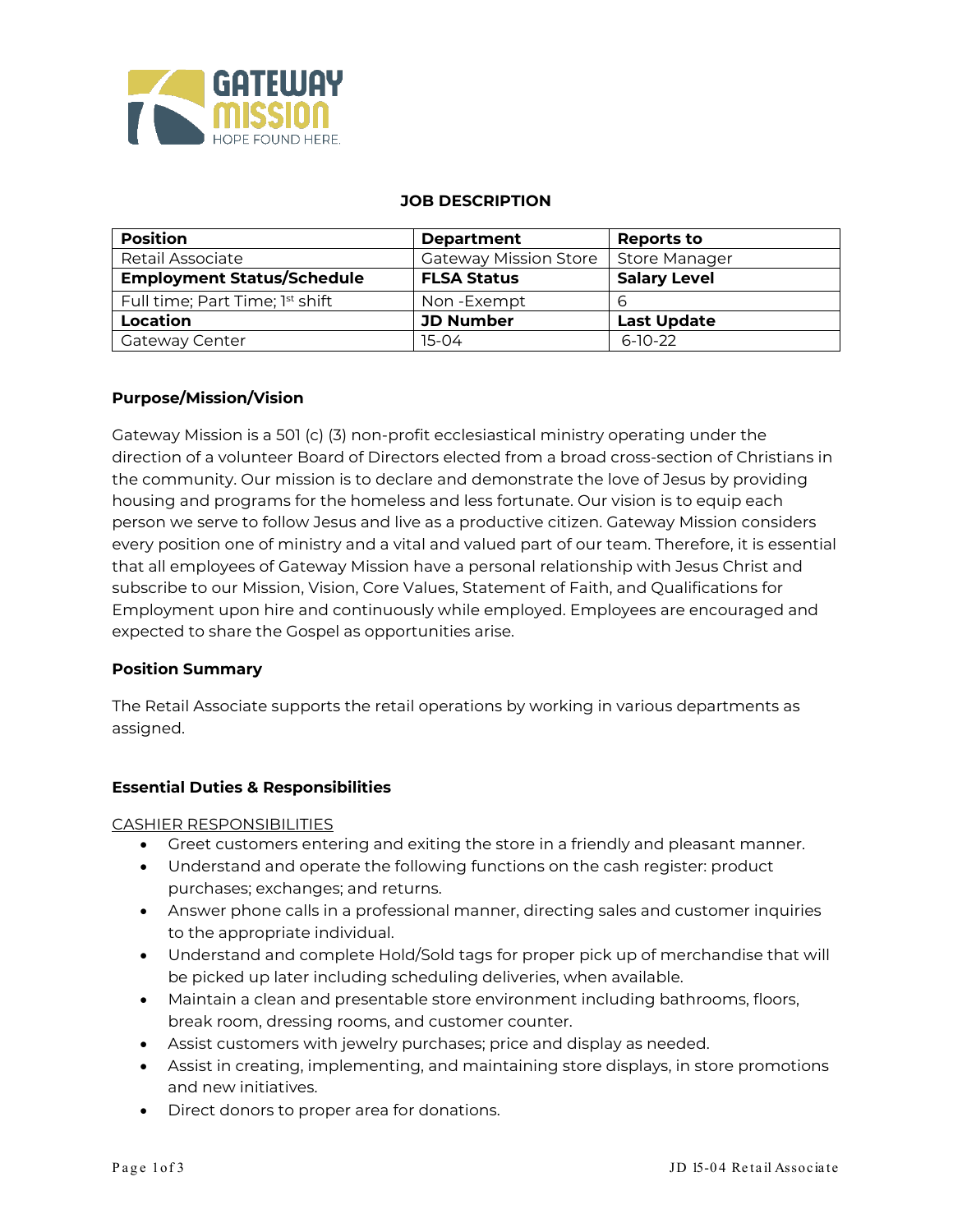GATEWAY MISSION
HOPE FOUND HERE.

# JOB DESCRIPTION

| **Position** | **Department** | **Reports to** |
|---|---|---|
| Retail Associate | Gateway Mission Store | Store Manager |
| **Employment Status/Schedule** | **FLSA Status** | **Salary Level** |
| Full time; Part Time; 1st shift | Non -Exempt | 6 |
| **Location** | **JD Number** | **Last Update** |
| Gateway Center | 15-04 | 6-10-22 |

## Purpose/Mission/Vision

Gateway Mission is a 501 (c) (3) non-profit ecclesiastical ministry operating under the direction of a volunteer Board of Directors elected from a broad cross-section of Christians in the community. Our mission is to declare and demonstrate the love of Jesus by providing housing and programs for the homeless and less fortunate. Our vision is to equip each person we serve to follow Jesus and live as a productive citizen. Gateway Mission considers every position one of ministry and a vital and valued part of our team. Therefore, it is essential that all employees of Gateway Mission have a personal relationship with Jesus Christ and subscribe to our Mission, Vision, Core Values, Statement of Faith, and Qualifications for Employment upon hire and continuously while employed. Employees are encouraged and expected to share the Gospel as opportunities arise.

## Position Summary

The Retail Associate supports the retail operations by working in various departments as assigned.

## Essential Duties & Responsibilities

CASHIER RESPONSIBILITIES

- Greet customers entering and exiting the store in a friendly and pleasant manner.
- Understand and operate the following functions on the cash register: product purchases; exchanges; and returns.
- Answer phone calls in a professional manner, directing sales and customer inquiries to the appropriate individual.
- Understand and complete Hold/Sold tags for proper pick up of merchandise that will be picked up later including scheduling deliveries, when available.
- Maintain a clean and presentable store environment including bathrooms, floors, break room, dressing rooms, and customer counter.
- Assist customers with jewelry purchases; price and display as needed.
- Assist in creating, implementing, and maintaining store displays, in store promotions and new initiatives.
- Direct donors to proper area for donations.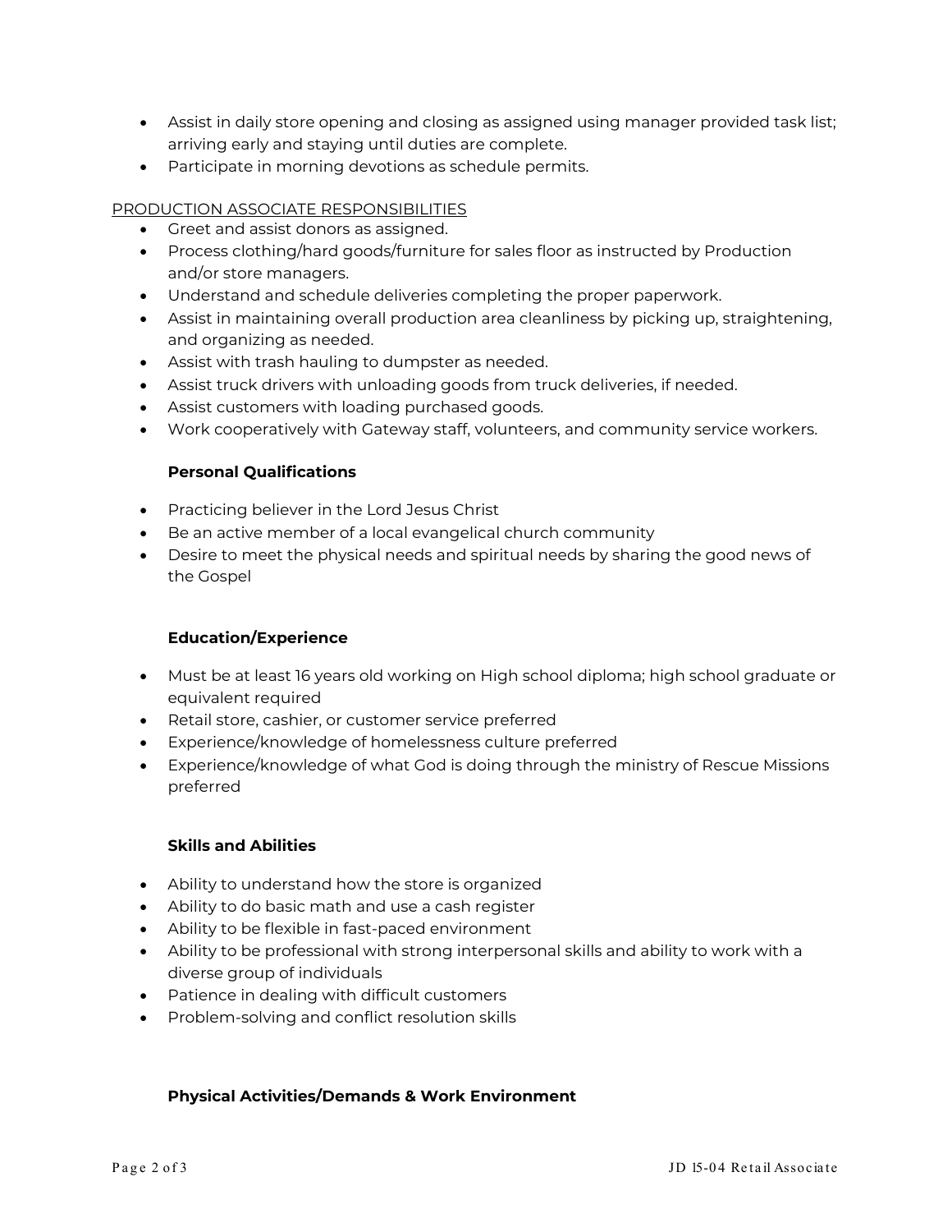- Assist in daily store opening and closing as assigned using manager provided task list; arriving early and staying until duties are complete.
- Participate in morning devotions as schedule permits.

PRODUCTION ASSOCIATE RESPONSIBILITIES

- Greet and assist donors as assigned.
- Process clothing/hard goods/furniture for sales floor as instructed by Production and/or store managers.
- Understand and schedule deliveries completing the proper paperwork.
- Assist in maintaining overall production area cleanliness by picking up, straightening, and organizing as needed.
- Assist with trash hauling to dumpster as needed.
- Assist truck drivers with unloading goods from truck deliveries, if needed.
- Assist customers with loading purchased goods.
- Work cooperatively with Gateway staff, volunteers, and community service workers.

### Personal Qualifications

- Practicing believer in the Lord Jesus Christ
- Be an active member of a local evangelical church community
- Desire to meet the physical needs and spiritual needs by sharing the good news of the Gospel

### Education/Experience

- Must be at least 16 years old working on High school diploma; high school graduate or equivalent required
- Retail store, cashier, or customer service preferred
- Experience/knowledge of homelessness culture preferred
- Experience/knowledge of what God is doing through the ministry of Rescue Missions preferred

### Skills and Abilities

- Ability to understand how the store is organized
- Ability to do basic math and use a cash register
- Ability to be flexible in fast-paced environment
- Ability to be professional with strong interpersonal skills and ability to work with a diverse group of individuals
- Patience in dealing with difficult customers
- Problem-solving and conflict resolution skills

### Physical Activities/Demands & Work Environment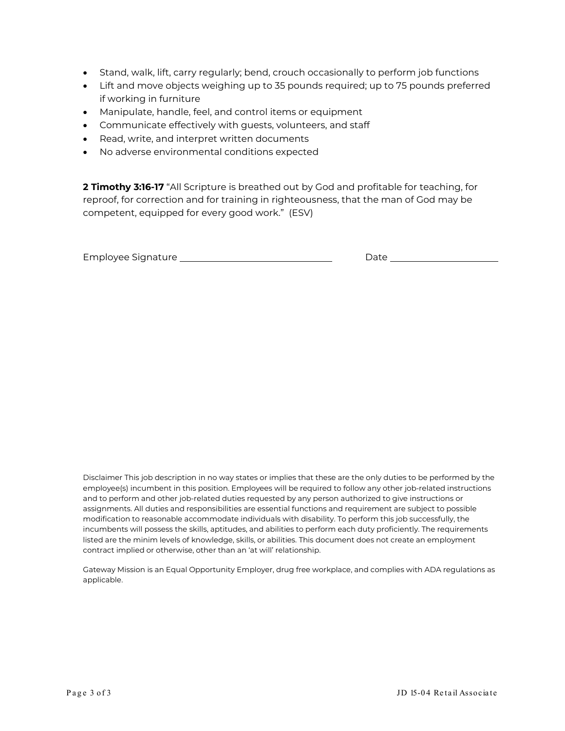- Stand, walk, lift, carry regularly; bend, crouch occasionally to perform job functions
- Lift and move objects weighing up to 35 pounds required; up to 75 pounds preferred if working in furniture
- Manipulate, handle, feel, and control items or equipment
- Communicate effectively with guests, volunteers, and staff
- Read, write, and interpret written documents
- No adverse environmental conditions expected

**2 Timothy 3:16-17** "All Scripture is breathed out by God and profitable for teaching, for reproof, for correction and for training in righteousness, that the man of God may be competent, equipped for every good work." (ESV)

Employee Signature ______________________________ Date ____________________

Disclaimer This job description in no way states or implies that these are the only duties to be performed by the employee(s) incumbent in this position. Employees will be required to follow any other job-related instructions and to perform and other job-related duties requested by any person authorized to give instructions or assignments. All duties and responsibilities are essential functions and requirement are subject to possible modification to reasonable accommodate individuals with disability. To perform this job successfully, the incumbents will possess the skills, aptitudes, and abilities to perform each duty proficiently. The requirements listed are the minim levels of knowledge, skills, or abilities. This document does not create an employment contract implied or otherwise, other than an 'at will' relationship.

Gateway Mission is an Equal Opportunity Employer, drug free workplace, and complies with ADA regulations as applicable.